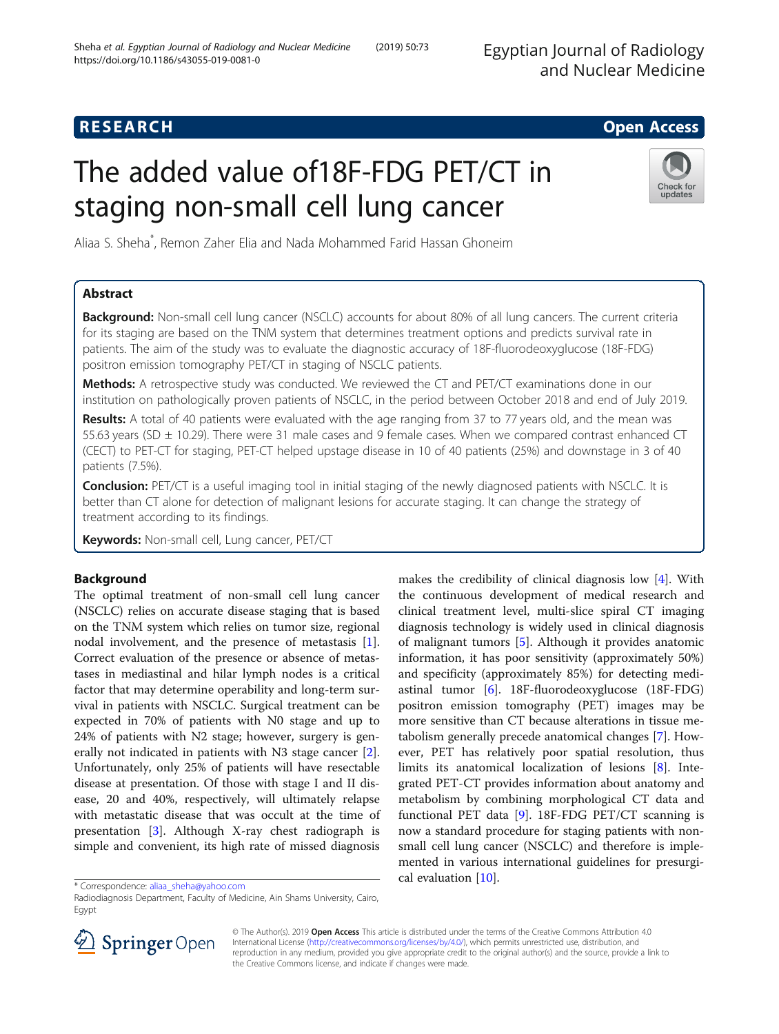**RESEARCH** **Open Access**

# The added value of18F-FDG PET/CT in staging non-small cell lung cancer

Aliaa S. Sheha*, Remon Zaher Elia and Nada Mohammed Farid Hassan Ghoneim

## Abstract

**Background:** Non-small cell lung cancer (NSCLC) accounts for about 80% of all lung cancers. The current criteria for its staging are based on the TNM system that determines treatment options and predicts survival rate in patients. The aim of the study was to evaluate the diagnostic accuracy of 18F-fluorodeoxyglucose (18F-FDG) positron emission tomography PET/CT in staging of NSCLC patients.

**Methods:** A retrospective study was conducted. We reviewed the CT and PET/CT examinations done in our institution on pathologically proven patients of NSCLC, in the period between October 2018 and end of July 2019.

**Results:** A total of 40 patients were evaluated with the age ranging from 37 to 77 years old, and the mean was 55.63 years (SD ± 10.29). There were 31 male cases and 9 female cases. When we compared contrast enhanced CT (CECT) to PET-CT for staging, PET-CT helped upstage disease in 10 of 40 patients (25%) and downstage in 3 of 40 patients (7.5%).

**Conclusion:** PET/CT is a useful imaging tool in initial staging of the newly diagnosed patients with NSCLC. It is better than CT alone for detection of malignant lesions for accurate staging. It can change the strategy of treatment according to its findings.

**Keywords:** Non-small cell, Lung cancer, PET/CT

## Background

The optimal treatment of non-small cell lung cancer (NSCLC) relies on accurate disease staging that is based on the TNM system which relies on tumor size, regional nodal involvement, and the presence of metastasis [1]. Correct evaluation of the presence or absence of metastases in mediastinal and hilar lymph nodes is a critical factor that may determine operability and long-term survival in patients with NSCLC. Surgical treatment can be expected in 70% of patients with N0 stage and up to 24% of patients with N2 stage; however, surgery is generally not indicated in patients with N3 stage cancer [2]. Unfortunately, only 25% of patients will have resectable disease at presentation. Of those with stage I and II disease, 20 and 40%, respectively, will ultimately relapse with metastatic disease that was occult at the time of presentation [3]. Although X-ray chest radiograph is simple and convenient, its high rate of missed diagnosis makes the credibility of clinical diagnosis low [4]. With the continuous development of medical research and clinical treatment level, multi-slice spiral CT imaging diagnosis technology is widely used in clinical diagnosis of malignant tumors [5]. Although it provides anatomic information, it has poor sensitivity (approximately 50%) and specificity (approximately 85%) for detecting mediastinal tumor [6]. 18F-fluorodeoxyglucose (18F-FDG) positron emission tomography (PET) images may be more sensitive than CT because alterations in tissue metabolism generally precede anatomical changes [7]. However, PET has relatively poor spatial resolution, thus limits its anatomical localization of lesions [8]. Integrated PET-CT provides information about anatomy and metabolism by combining morphological CT data and functional PET data [9]. 18F-FDG PET/CT scanning is now a standard procedure for staging patients with non-small cell lung cancer (NSCLC) and therefore is implemented in various international guidelines for presurgical evaluation [10].

* Correspondence: aliaa_sheha@yahoo.com
Radiodiagnosis Department, Faculty of Medicine, Ain Shams University, Cairo, Egypt

© The Author(s). 2019 **Open Access** This article is distributed under the terms of the Creative Commons Attribution 4.0 International License (http://creativecommons.org/licenses/by/4.0/), which permits unrestricted use, distribution, and reproduction in any medium, provided you give appropriate credit to the original author(s) and the source, provide a link to the Creative Commons license, and indicate if changes were made.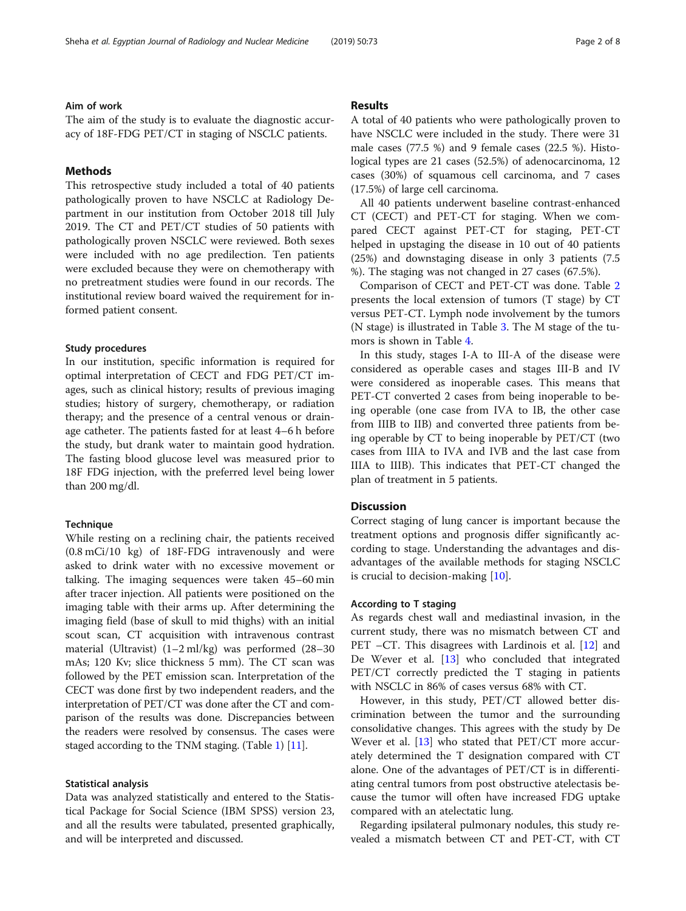## Aim of work

The aim of the study is to evaluate the diagnostic accuracy of 18F-FDG PET/CT in staging of NSCLC patients.

## Methods

This retrospective study included a total of 40 patients pathologically proven to have NSCLC at Radiology Department in our institution from October 2018 till July 2019. The CT and PET/CT studies of 50 patients with pathologically proven NSCLC were reviewed. Both sexes were included with no age predilection. Ten patients were excluded because they were on chemotherapy with no pretreatment studies were found in our records. The institutional review board waived the requirement for informed patient consent.

### Study procedures

In our institution, specific information is required for optimal interpretation of CECT and FDG PET/CT images, such as clinical history; results of previous imaging studies; history of surgery, chemotherapy, or radiation therapy; and the presence of a central venous or drainage catheter. The patients fasted for at least 4–6 h before the study, but drank water to maintain good hydration. The fasting blood glucose level was measured prior to 18F FDG injection, with the preferred level being lower than 200 mg/dl.

### Technique

While resting on a reclining chair, the patients received (0.8 mCi/10 kg) of 18F-FDG intravenously and were asked to drink water with no excessive movement or talking. The imaging sequences were taken 45–60 min after tracer injection. All patients were positioned on the imaging table with their arms up. After determining the imaging field (base of skull to mid thighs) with an initial scout scan, CT acquisition with intravenous contrast material (Ultravist) (1–2 ml/kg) was performed (28–30 mAs; 120 Kv; slice thickness 5 mm). The CT scan was followed by the PET emission scan. Interpretation of the CECT was done first by two independent readers, and the interpretation of PET/CT was done after the CT and comparison of the results was done. Discrepancies between the readers were resolved by consensus. The cases were staged according to the TNM staging. (Table 1) [11].

### Statistical analysis

Data was analyzed statistically and entered to the Statistical Package for Social Science (IBM SPSS) version 23, and all the results were tabulated, presented graphically, and will be interpreted and discussed.

## Results

A total of 40 patients who were pathologically proven to have NSCLC were included in the study. There were 31 male cases (77.5 %) and 9 female cases (22.5 %). Histological types are 21 cases (52.5%) of adenocarcinoma, 12 cases (30%) of squamous cell carcinoma, and 7 cases (17.5%) of large cell carcinoma.

All 40 patients underwent baseline contrast-enhanced CT (CECT) and PET-CT for staging. When we compared CECT against PET-CT for staging, PET-CT helped in upstaging the disease in 10 out of 40 patients (25%) and downstaging disease in only 3 patients (7.5 %). The staging was not changed in 27 cases (67.5%).

Comparison of CECT and PET-CT was done. Table 2 presents the local extension of tumors (T stage) by CT versus PET-CT. Lymph node involvement by the tumors (N stage) is illustrated in Table 3. The M stage of the tumors is shown in Table 4.

In this study, stages I-A to III-A of the disease were considered as operable cases and stages III-B and IV were considered as inoperable cases. This means that PET-CT converted 2 cases from being inoperable to being operable (one case from IVA to IB, the other case from IIIB to IIB) and converted three patients from being operable by CT to being inoperable by PET/CT (two cases from IIIA to IVA and IVB and the last case from IIIA to IIIB). This indicates that PET-CT changed the plan of treatment in 5 patients.

## Discussion

Correct staging of lung cancer is important because the treatment options and prognosis differ significantly according to stage. Understanding the advantages and disadvantages of the available methods for staging NSCLC is crucial to decision-making [10].

### According to T staging

As regards chest wall and mediastinal invasion, in the current study, there was no mismatch between CT and PET –CT. This disagrees with Lardinois et al. [12] and De Wever et al. [13] who concluded that integrated PET/CT correctly predicted the T staging in patients with NSCLC in 86% of cases versus 68% with CT.

However, in this study, PET/CT allowed better discrimination between the tumor and the surrounding consolidative changes. This agrees with the study by De Wever et al. [13] who stated that PET/CT more accurately determined the T designation compared with CT alone. One of the advantages of PET/CT is in differentiating central tumors from post obstructive atelectasis because the tumor will often have increased FDG uptake compared with an atelectatic lung.

Regarding ipsilateral pulmonary nodules, this study revealed a mismatch between CT and PET-CT, with CT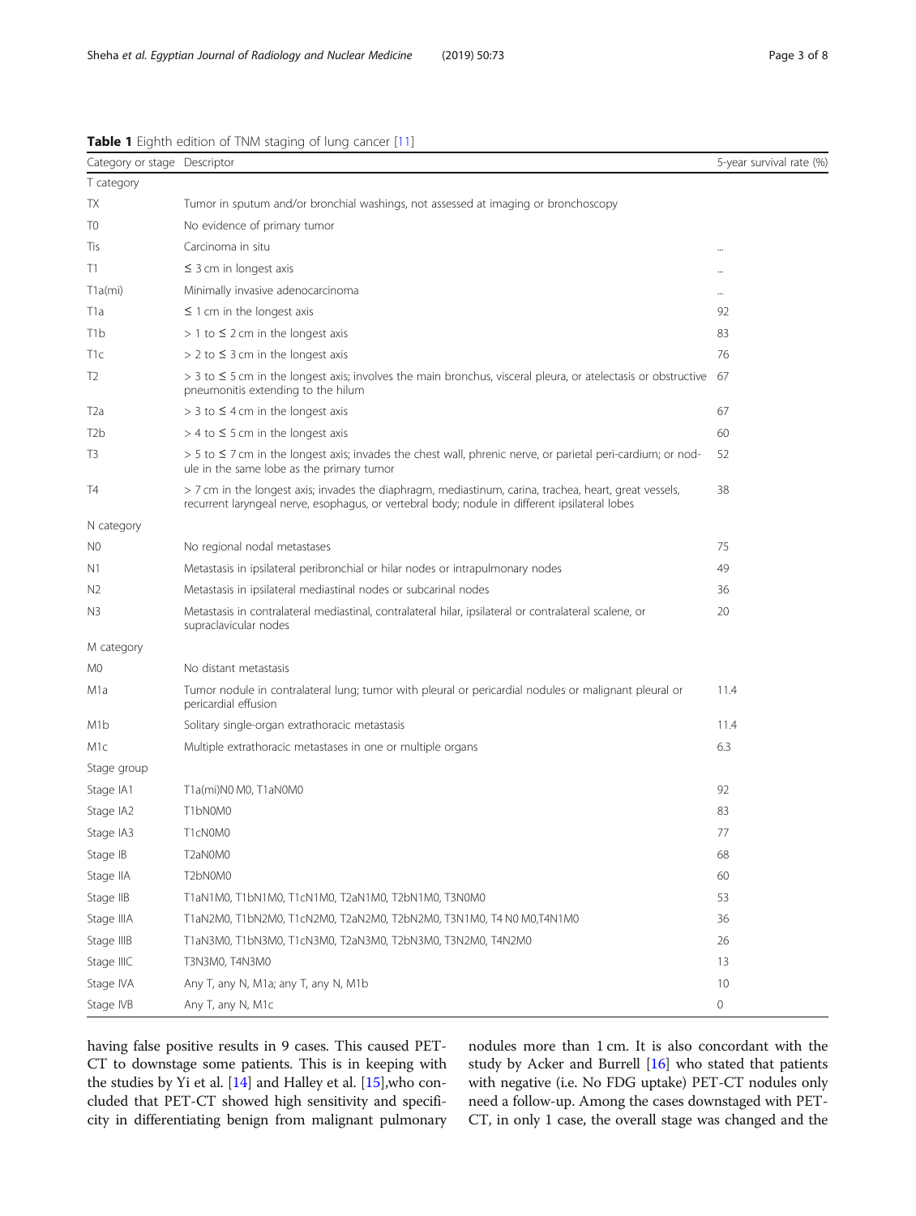**Table 1** Eighth edition of TNM staging of lung cancer [11]

| Category or stage | Descriptor | 5-year survival rate (%) |
|---|---|---|
| T category | | |
| TX | Tumor in sputum and/or bronchial washings, not assessed at imaging or bronchoscopy | |
| T0 | No evidence of primary tumor | |
| Tis | Carcinoma in situ | ... |
| T1 | ≤ 3 cm in longest axis | ... |
| T1a(mi) | Minimally invasive adenocarcinoma | ... |
| T1a | ≤ 1 cm in the longest axis | 92 |
| T1b | > 1 to ≤ 2 cm in the longest axis | 83 |
| T1c | > 2 to ≤ 3 cm in the longest axis | 76 |
| T2 | > 3 to ≤ 5 cm in the longest axis; involves the main bronchus, visceral pleura, or atelectasis or obstructive pneumonitis extending to the hilum | 67 |
| T2a | > 3 to ≤ 4 cm in the longest axis | 67 |
| T2b | > 4 to ≤ 5 cm in the longest axis | 60 |
| T3 | > 5 to ≤ 7 cm in the longest axis; invades the chest wall, phrenic nerve, or parietal peri-cardium; or nodule in the same lobe as the primary tumor | 52 |
| T4 | > 7 cm in the longest axis; invades the diaphragm, mediastinum, carina, trachea, heart, great vessels, recurrent laryngeal nerve, esophagus, or vertebral body; nodule in different ipsilateral lobes | 38 |
| N category | | |
| N0 | No regional nodal metastases | 75 |
| N1 | Metastasis in ipsilateral peribronchial or hilar nodes or intrapulmonary nodes | 49 |
| N2 | Metastasis in ipsilateral mediastinal nodes or subcarinal nodes | 36 |
| N3 | Metastasis in contralateral mediastinal, contralateral hilar, ipsilateral or contralateral scalene, or supraclavicular nodes | 20 |
| M category | | |
| M0 | No distant metastasis | |
| M1a | Tumor nodule in contralateral lung; tumor with pleural or pericardial nodules or malignant pleural or pericardial effusion | 11.4 |
| M1b | Solitary single-organ extrathoracic metastasis | 11.4 |
| M1c | Multiple extrathoracic metastases in one or multiple organs | 6.3 |
| Stage group | | |
| Stage IA1 | T1a(mi)N0 M0, T1aN0M0 | 92 |
| Stage IA2 | T1bN0M0 | 83 |
| Stage IA3 | T1cN0M0 | 77 |
| Stage IB | T2aN0M0 | 68 |
| Stage IIA | T2bN0M0 | 60 |
| Stage IIB | T1aN1M0, T1bN1M0, T1cN1M0, T2aN1M0, T2bN1M0, T3N0M0 | 53 |
| Stage IIIA | T1aN2M0, T1bN2M0, T1cN2M0, T2aN2M0, T2bN2M0, T3N1M0, T4 N0 M0,T4N1M0 | 36 |
| Stage IIIB | T1aN3M0, T1bN3M0, T1cN3M0, T2aN3M0, T2bN3M0, T3N2M0, T4N2M0 | 26 |
| Stage IIIC | T3N3M0, T4N3M0 | 13 |
| Stage IVA | Any T, any N, M1a; any T, any N, M1b | 10 |
| Stage IVB | Any T, any N, M1c | 0 |

having false positive results in 9 cases. This caused PET-CT to downstage some patients. This is in keeping with the studies by Yi et al. [14] and Halley et al. [15],who concluded that PET-CT showed high sensitivity and specificity in differentiating benign from malignant pulmonary nodules more than 1 cm. It is also concordant with the study by Acker and Burrell [16] who stated that patients with negative (i.e. No FDG uptake) PET-CT nodules only need a follow-up. Among the cases downstaged with PET-CT, in only 1 case, the overall stage was changed and the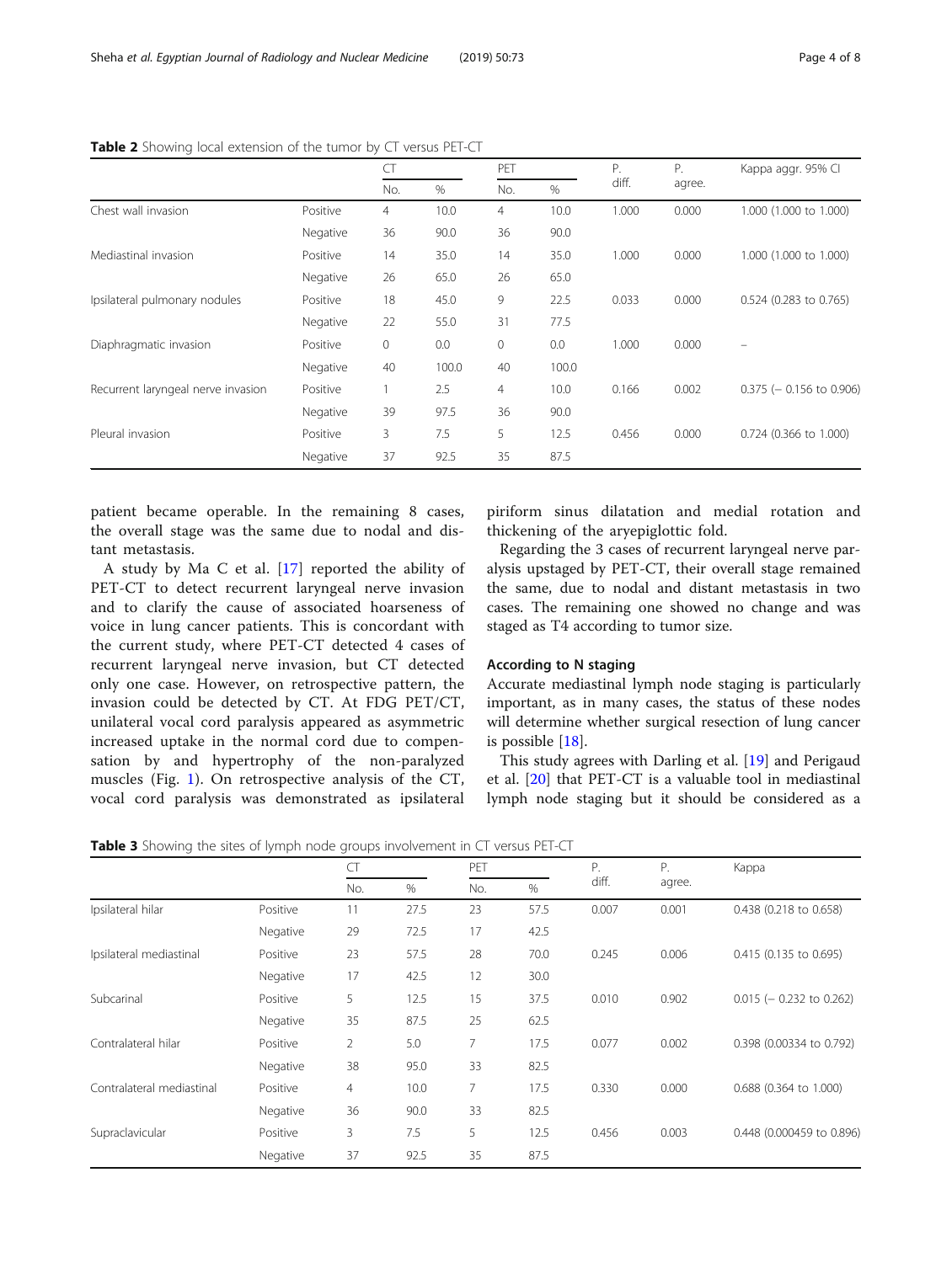**Table 2** Showing local extension of the tumor by CT versus PET-CT

| | | CT | | PET | | P. diff. | P. agree. | Kappa aggr. 95% CI |
|---|---|---|---|---|---|---|---|---|
| | | No. | % | No. | % | | | |
| Chest wall invasion | Positive | 4 | 10.0 | 4 | 10.0 | 1.000 | 0.000 | 1.000 (1.000 to 1.000) |
| | Negative | 36 | 90.0 | 36 | 90.0 | | | |
| Mediastinal invasion | Positive | 14 | 35.0 | 14 | 35.0 | 1.000 | 0.000 | 1.000 (1.000 to 1.000) |
| | Negative | 26 | 65.0 | 26 | 65.0 | | | |
| Ipsilateral pulmonary nodules | Positive | 18 | 45.0 | 9 | 22.5 | 0.033 | 0.000 | 0.524 (0.283 to 0.765) |
| | Negative | 22 | 55.0 | 31 | 77.5 | | | |
| Diaphragmatic invasion | Positive | 0 | 0.0 | 0 | 0.0 | 1.000 | 0.000 | – |
| | Negative | 40 | 100.0 | 40 | 100.0 | | | |
| Recurrent laryngeal nerve invasion | Positive | 1 | 2.5 | 4 | 10.0 | 0.166 | 0.002 | 0.375 (− 0.156 to 0.906) |
| | Negative | 39 | 97.5 | 36 | 90.0 | | | |
| Pleural invasion | Positive | 3 | 7.5 | 5 | 12.5 | 0.456 | 0.000 | 0.724 (0.366 to 1.000) |
| | Negative | 37 | 92.5 | 35 | 87.5 | | | |

patient became operable. In the remaining 8 cases, the overall stage was the same due to nodal and distant metastasis.

A study by Ma C et al. [17] reported the ability of PET-CT to detect recurrent laryngeal nerve invasion and to clarify the cause of associated hoarseness of voice in lung cancer patients. This is concordant with the current study, where PET-CT detected 4 cases of recurrent laryngeal nerve invasion, but CT detected only one case. However, on retrospective pattern, the invasion could be detected by CT. At FDG PET/CT, unilateral vocal cord paralysis appeared as asymmetric increased uptake in the normal cord due to compensation by and hypertrophy of the non-paralyzed muscles (Fig. 1). On retrospective analysis of the CT, vocal cord paralysis was demonstrated as ipsilateral piriform sinus dilatation and medial rotation and thickening of the aryepiglottic fold.

Regarding the 3 cases of recurrent laryngeal nerve paralysis upstaged by PET-CT, their overall stage remained the same, due to nodal and distant metastasis in two cases. The remaining one showed no change and was staged as T4 according to tumor size.

### According to N staging

Accurate mediastinal lymph node staging is particularly important, as in many cases, the status of these nodes will determine whether surgical resection of lung cancer is possible [18].

This study agrees with Darling et al. [19] and Perigaud et al. [20] that PET-CT is a valuable tool in mediastinal lymph node staging but it should be considered as a

**Table 3** Showing the sites of lymph node groups involvement in CT versus PET-CT

| | | CT | | PET | | P. diff. | P. agree. | Kappa |
|---|---|---|---|---|---|---|---|---|
| | | No. | % | No. | % | | | |
| Ipsilateral hilar | Positive | 11 | 27.5 | 23 | 57.5 | 0.007 | 0.001 | 0.438 (0.218 to 0.658) |
| | Negative | 29 | 72.5 | 17 | 42.5 | | | |
| Ipsilateral mediastinal | Positive | 23 | 57.5 | 28 | 70.0 | 0.245 | 0.006 | 0.415 (0.135 to 0.695) |
| | Negative | 17 | 42.5 | 12 | 30.0 | | | |
| Subcarinal | Positive | 5 | 12.5 | 15 | 37.5 | 0.010 | 0.902 | 0.015 (− 0.232 to 0.262) |
| | Negative | 35 | 87.5 | 25 | 62.5 | | | |
| Contralateral hilar | Positive | 2 | 5.0 | 7 | 17.5 | 0.077 | 0.002 | 0.398 (0.00334 to 0.792) |
| | Negative | 38 | 95.0 | 33 | 82.5 | | | |
| Contralateral mediastinal | Positive | 4 | 10.0 | 7 | 17.5 | 0.330 | 0.000 | 0.688 (0.364 to 1.000) |
| | Negative | 36 | 90.0 | 33 | 82.5 | | | |
| Supraclavicular | Positive | 3 | 7.5 | 5 | 12.5 | 0.456 | 0.003 | 0.448 (0.000459 to 0.896) |
| | Negative | 37 | 92.5 | 35 | 87.5 | | | |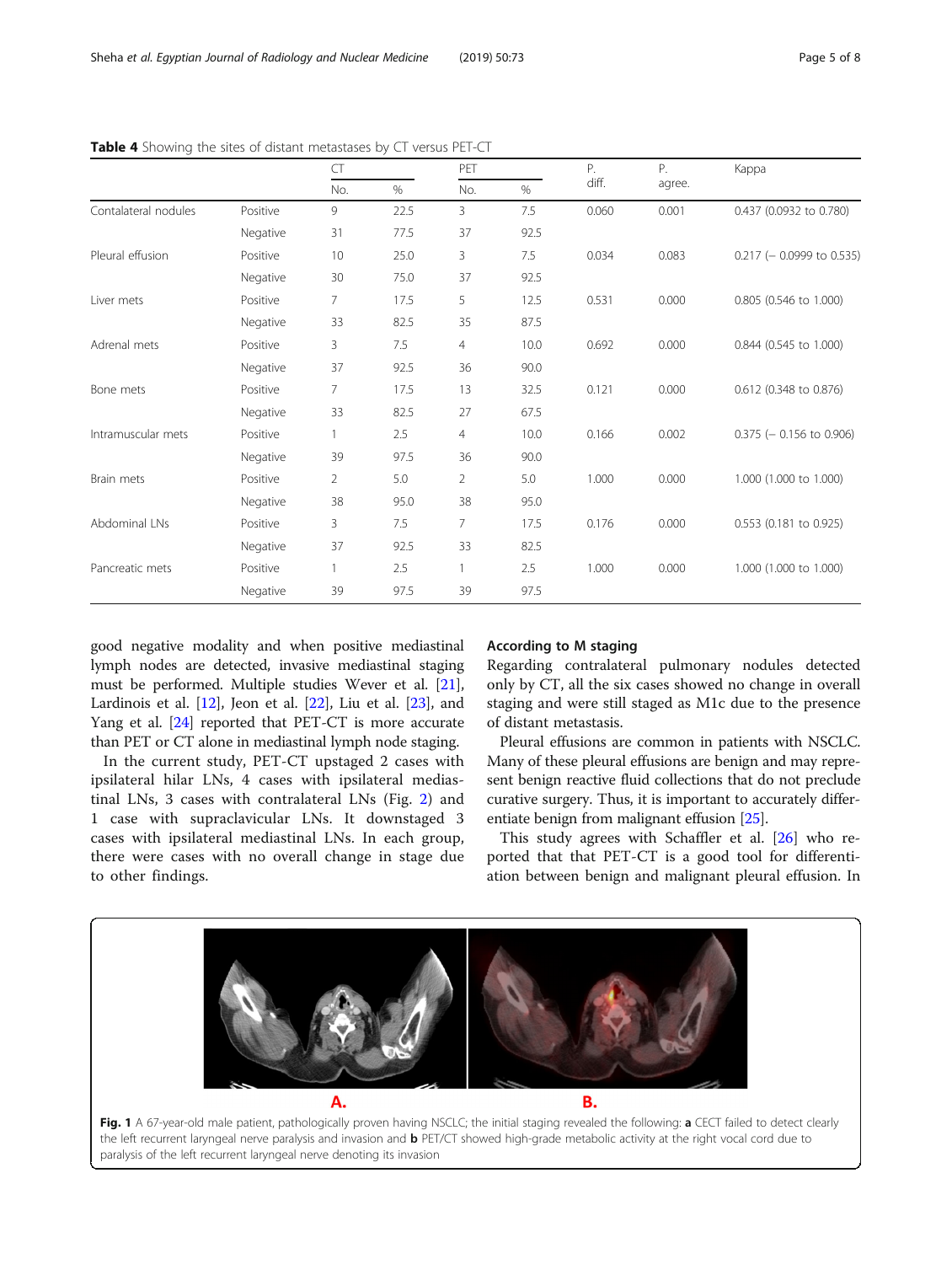**Table 4** Showing the sites of distant metastases by CT versus PET-CT

| | | CT | | PET | | P. diff. | P. agree. | Kappa |
|---|---|---|---|---|---|---|---|---|
| | | No. | % | No. | % | | | |
| Contalateral nodules | Positive | 9 | 22.5 | 3 | 7.5 | 0.060 | 0.001 | 0.437 (0.0932 to 0.780) |
| | Negative | 31 | 77.5 | 37 | 92.5 | | | |
| Pleural effusion | Positive | 10 | 25.0 | 3 | 7.5 | 0.034 | 0.083 | 0.217 (− 0.0999 to 0.535) |
| | Negative | 30 | 75.0 | 37 | 92.5 | | | |
| Liver mets | Positive | 7 | 17.5 | 5 | 12.5 | 0.531 | 0.000 | 0.805 (0.546 to 1.000) |
| | Negative | 33 | 82.5 | 35 | 87.5 | | | |
| Adrenal mets | Positive | 3 | 7.5 | 4 | 10.0 | 0.692 | 0.000 | 0.844 (0.545 to 1.000) |
| | Negative | 37 | 92.5 | 36 | 90.0 | | | |
| Bone mets | Positive | 7 | 17.5 | 13 | 32.5 | 0.121 | 0.000 | 0.612 (0.348 to 0.876) |
| | Negative | 33 | 82.5 | 27 | 67.5 | | | |
| Intramuscular mets | Positive | 1 | 2.5 | 4 | 10.0 | 0.166 | 0.002 | 0.375 (− 0.156 to 0.906) |
| | Negative | 39 | 97.5 | 36 | 90.0 | | | |
| Brain mets | Positive | 2 | 5.0 | 2 | 5.0 | 1.000 | 0.000 | 1.000 (1.000 to 1.000) |
| | Negative | 38 | 95.0 | 38 | 95.0 | | | |
| Abdominal LNs | Positive | 3 | 7.5 | 7 | 17.5 | 0.176 | 0.000 | 0.553 (0.181 to 0.925) |
| | Negative | 37 | 92.5 | 33 | 82.5 | | | |
| Pancreatic mets | Positive | 1 | 2.5 | 1 | 2.5 | 1.000 | 0.000 | 1.000 (1.000 to 1.000) |
| | Negative | 39 | 97.5 | 39 | 97.5 | | | |

good negative modality and when positive mediastinal lymph nodes are detected, invasive mediastinal staging must be performed. Multiple studies Wever et al. [21], Lardinois et al. [12], Jeon et al. [22], Liu et al. [23], and Yang et al. [24] reported that PET-CT is more accurate than PET or CT alone in mediastinal lymph node staging.

In the current study, PET-CT upstaged 2 cases with ipsilateral hilar LNs, 4 cases with ipsilateral mediastinal LNs, 3 cases with contralateral LNs (Fig. 2) and 1 case with supraclavicular LNs. It downstaged 3 cases with ipsilateral mediastinal LNs. In each group, there were cases with no overall change in stage due to other findings.

### According to M staging

Regarding contralateral pulmonary nodules detected only by CT, all the six cases showed no change in overall staging and were still staged as M1c due to the presence of distant metastasis.

Pleural effusions are common in patients with NSCLC. Many of these pleural effusions are benign and may represent benign reactive fluid collections that do not preclude curative surgery. Thus, it is important to accurately differentiate benign from malignant effusion [25].

This study agrees with Schaffler et al. [26] who reported that that PET-CT is a good tool for differentiation between benign and malignant pleural effusion. In

**Fig. 1** A 67-year-old male patient, pathologically proven having NSCLC; the initial staging revealed the following: **a** CECT failed to detect clearly the left recurrent laryngeal nerve paralysis and invasion and **b** PET/CT showed high-grade metabolic activity at the right vocal cord due to paralysis of the left recurrent laryngeal nerve denoting its invasion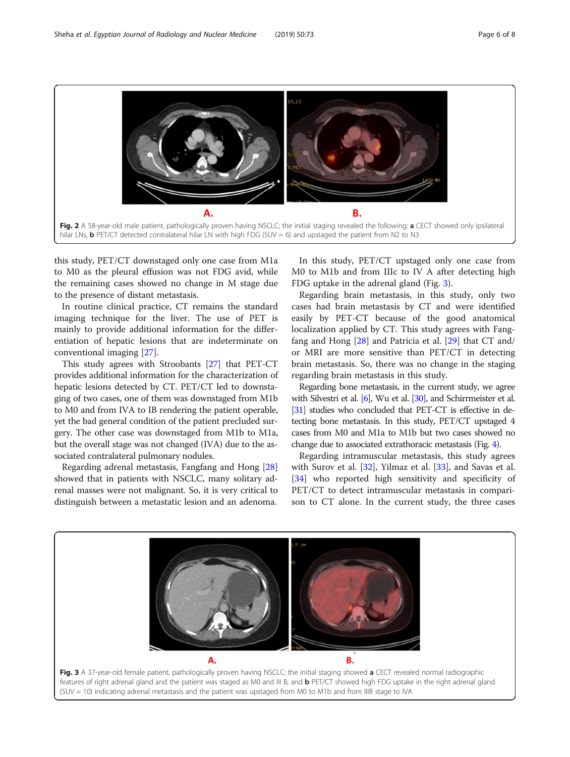Fig. 2 A 58-year-old male patient, pathologically proven having NSCLC; the initial staging revealed the following: **a** CECT showed only ipsilateral hilar LNs, **b** PET/CT detected contralateral hilar LN with high FDG (SUV = 6) and upstaged the patient from N2 to N3

this study, PET/CT downstaged only one case from M1a to M0 as the pleural effusion was not FDG avid, while the remaining cases showed no change in M stage due to the presence of distant metastasis.

In routine clinical practice, CT remains the standard imaging technique for the liver. The use of PET is mainly to provide additional information for the differentiation of hepatic lesions that are indeterminate on conventional imaging [27].

This study agrees with Stroobants [27] that PET-CT provides additional information for the characterization of hepatic lesions detected by CT. PET/CT led to downstaging of two cases, one of them was downstaged from M1b to M0 and from IVA to IB rendering the patient operable, yet the bad general condition of the patient precluded surgery. The other case was downstaged from M1b to M1a, but the overall stage was not changed (IVA) due to the associated contralateral pulmonary nodules.

Regarding adrenal metastasis, Fangfang and Hong [28] showed that in patients with NSCLC, many solitary adrenal masses were not malignant. So, it is very critical to distinguish between a metastatic lesion and an adenoma.

In this study, PET/CT upstaged only one case from M0 to M1b and from IIIc to IV A after detecting high FDG uptake in the adrenal gland (Fig. 3).

Regarding brain metastasis, in this study, only two cases had brain metastasis by CT and were identified easily by PET-CT because of the good anatomical localization applied by CT. This study agrees with Fangfang and Hong [28] and Patricia et al. [29] that CT and/or MRI are more sensitive than PET/CT in detecting brain metastasis. So, there was no change in the staging regarding brain metastasis in this study.

Regarding bone metastasis, in the current study, we agree with Silvestri et al. [6], Wu et al. [30], and Schirrmeister et al. [31] studies who concluded that PET-CT is effective in detecting bone metastasis. In this study, PET/CT upstaged 4 cases from M0 and M1a to M1b but two cases showed no change due to associated extrathoracic metastasis (Fig. 4).

Regarding intramuscular metastasis, this study agrees with Surov et al. [32], Yilmaz et al. [33], and Savas et al. [34] who reported high sensitivity and specificity of PET/CT to detect intramuscular metastasis in comparison to CT alone. In the current study, the three cases

Fig. 3 A 37-year-old female patient, pathologically proven having NSCLC; the initial staging showed **a** CECT revealed normal radiographic features of right adrenal gland and the patient was staged as M0 and III B, and **b** PET/CT showed high FDG uptake in the right adrenal gland (SUV = 10) indicating adrenal metastasis and the patient was upstaged from M0 to M1b and from IIIB stage to IVA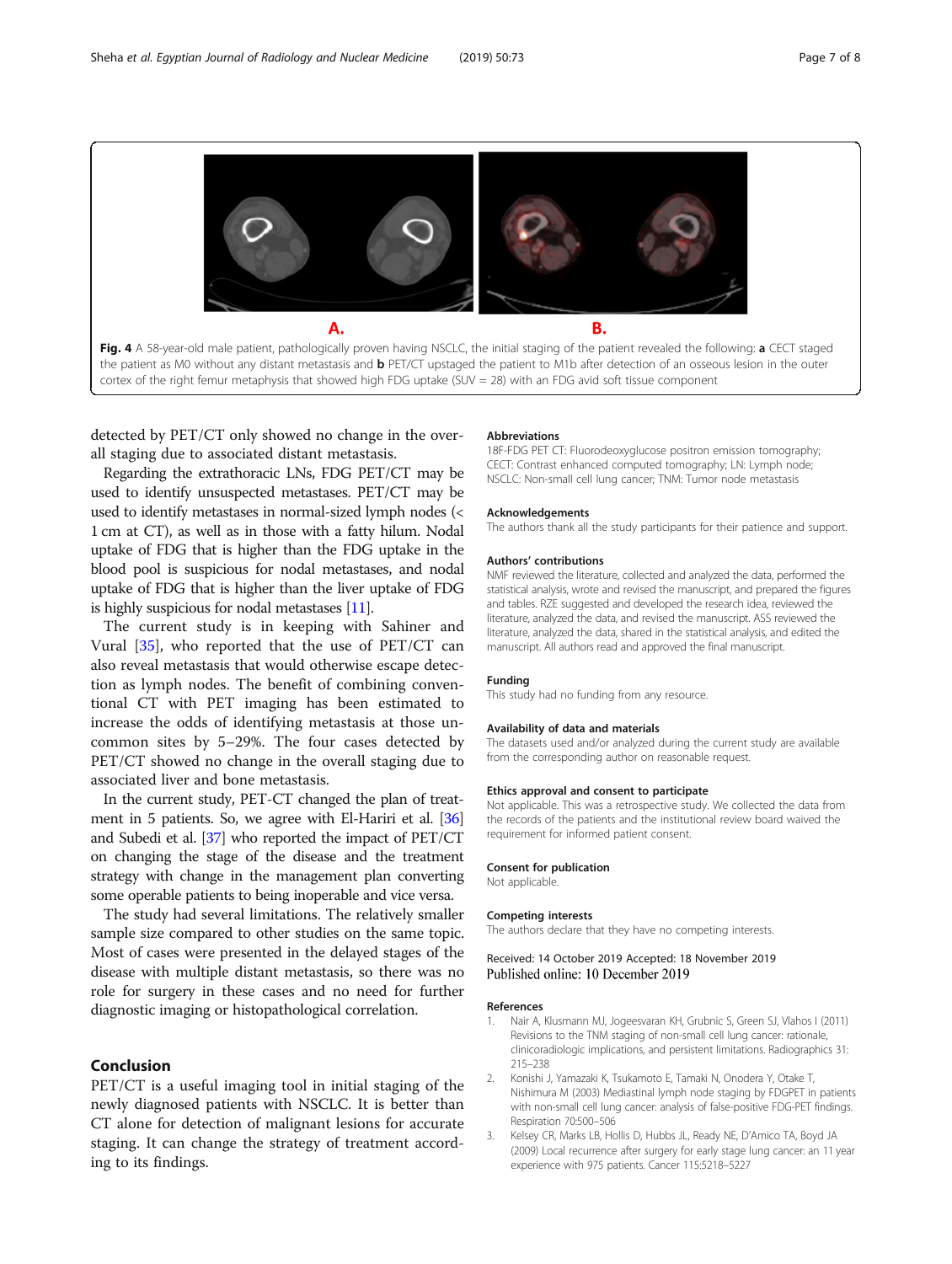Fig. 4 A 58-year-old male patient, pathologically proven having NSCLC, the initial staging of the patient revealed the following: **a** CECT staged the patient as M0 without any distant metastasis and **b** PET/CT upstaged the patient to M1b after detection of an osseous lesion in the outer cortex of the right femur metaphysis that showed high FDG uptake (SUV = 28) with an FDG avid soft tissue component

detected by PET/CT only showed no change in the overall staging due to associated distant metastasis.

Regarding the extrathoracic LNs, FDG PET/CT may be used to identify unsuspected metastases. PET/CT may be used to identify metastases in normal-sized lymph nodes (< 1 cm at CT), as well as in those with a fatty hilum. Nodal uptake of FDG that is higher than the FDG uptake in the blood pool is suspicious for nodal metastases, and nodal uptake of FDG that is higher than the liver uptake of FDG is highly suspicious for nodal metastases [11].

The current study is in keeping with Sahiner and Vural [35], who reported that the use of PET/CT can also reveal metastasis that would otherwise escape detection as lymph nodes. The benefit of combining conventional CT with PET imaging has been estimated to increase the odds of identifying metastasis at those uncommon sites by 5–29%. The four cases detected by PET/CT showed no change in the overall staging due to associated liver and bone metastasis.

In the current study, PET-CT changed the plan of treatment in 5 patients. So, we agree with El-Hariri et al. [36] and Subedi et al. [37] who reported the impact of PET/CT on changing the stage of the disease and the treatment strategy with change in the management plan converting some operable patients to being inoperable and vice versa.

The study had several limitations. The relatively smaller sample size compared to other studies on the same topic. Most of cases were presented in the delayed stages of the disease with multiple distant metastasis, so there was no role for surgery in these cases and no need for further diagnostic imaging or histopathological correlation.

## Conclusion

PET/CT is a useful imaging tool in initial staging of the newly diagnosed patients with NSCLC. It is better than CT alone for detection of malignant lesions for accurate staging. It can change the strategy of treatment according to its findings.

### Abbreviations

18F-FDG PET CT: Fluorodeoxyglucose positron emission tomography; CECT: Contrast enhanced computed tomography; LN: Lymph node; NSCLC: Non-small cell lung cancer; TNM: Tumor node metastasis

### Acknowledgements

The authors thank all the study participants for their patience and support.

### Authors' contributions

NMF reviewed the literature, collected and analyzed the data, performed the statistical analysis, wrote and revised the manuscript, and prepared the figures and tables. RZE suggested and developed the research idea, reviewed the literature, analyzed the data, and revised the manuscript. ASS reviewed the literature, analyzed the data, shared in the statistical analysis, and edited the manuscript. All authors read and approved the final manuscript.

### Funding

This study had no funding from any resource.

### Availability of data and materials

The datasets used and/or analyzed during the current study are available from the corresponding author on reasonable request.

### Ethics approval and consent to participate

Not applicable. This was a retrospective study. We collected the data from the records of the patients and the institutional review board waived the requirement for informed patient consent.

### Consent for publication

Not applicable.

### Competing interests

The authors declare that they have no competing interests.

Received: 14 October 2019 Accepted: 18 November 2019
Published online: 10 December 2019

### References

1. Nair A, Klusmann MJ, Jogeesvaran KH, Grubnic S, Green SJ, Vlahos I (2011) Revisions to the TNM staging of non-small cell lung cancer: rationale, clinicoradiologic implications, and persistent limitations. Radiographics 31: 215–238
2. Konishi J, Yamazaki K, Tsukamoto E, Tamaki N, Onodera Y, Otake T, Nishimura M (2003) Mediastinal lymph node staging by FDGPET in patients with non-small cell lung cancer: analysis of false-positive FDG-PET findings. Respiration 70:500–506
3. Kelsey CR, Marks LB, Hollis D, Hubbs JL, Ready NE, D'Amico TA, Boyd JA (2009) Local recurrence after surgery for early stage lung cancer: an 11 year experience with 975 patients. Cancer 115:5218–5227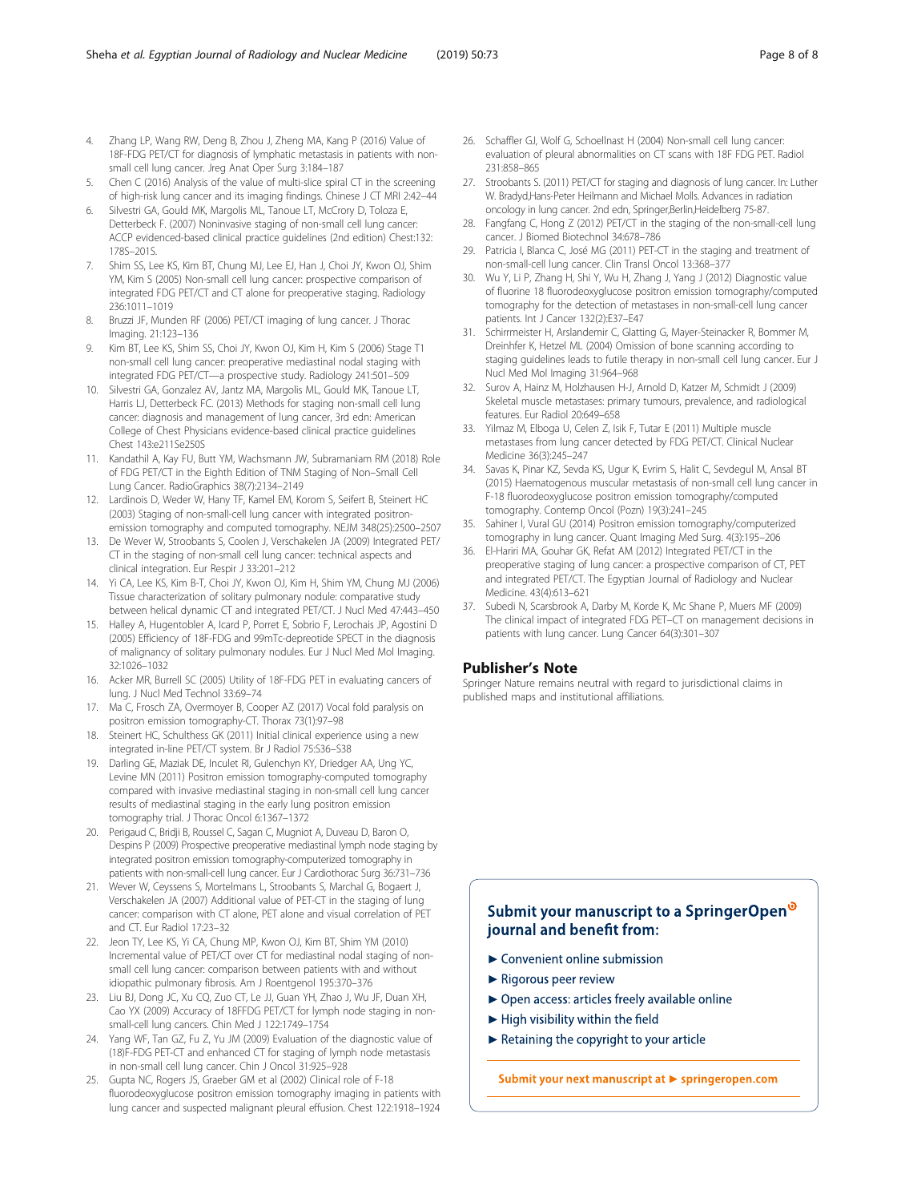4. Zhang LP, Wang RW, Deng B, Zhou J, Zheng MA, Kang P (2016) Value of 18F-FDG PET/CT for diagnosis of lymphatic metastasis in patients with non-small cell lung cancer. Jreg Anat Oper Surg 3:184–187
5. Chen C (2016) Analysis of the value of multi-slice spiral CT in the screening of high-risk lung cancer and its imaging findings. Chinese J CT MRI 2:42–44
6. Silvestri GA, Gould MK, Margolis ML, Tanoue LT, McCrory D, Toloza E, Detterbeck F. (2007) Noninvasive staging of non-small cell lung cancer: ACCP evidenced-based clinical practice guidelines (2nd edition) Chest:132: 178S–201S.
7. Shim SS, Lee KS, Kim BT, Chung MJ, Lee EJ, Han J, Choi JY, Kwon OJ, Shim YM, Kim S (2005) Non-small cell lung cancer: prospective comparison of integrated FDG PET/CT and CT alone for preoperative staging. Radiology 236:1011–1019
8. Bruzzi JF, Munden RF (2006) PET/CT imaging of lung cancer. J Thorac Imaging. 21:123–136
9. Kim BT, Lee KS, Shim SS, Choi JY, Kwon OJ, Kim H, Kim S (2006) Stage T1 non-small cell lung cancer: preoperative mediastinal nodal staging with integrated FDG PET/CT—a prospective study. Radiology 241:501–509
10. Silvestri GA, Gonzalez AV, Jantz MA, Margolis ML, Gould MK, Tanoue LT, Harris LJ, Detterbeck FC. (2013) Methods for staging non-small cell lung cancer: diagnosis and management of lung cancer, 3rd edn: American College of Chest Physicians evidence-based clinical practice guidelines Chest 143:e211Se250S
11. Kandathil A, Kay FU, Butt YM, Wachsmann JW, Subramaniam RM (2018) Role of FDG PET/CT in the Eighth Edition of TNM Staging of Non–Small Cell Lung Cancer. RadioGraphics 38(7):2134–2149
12. Lardinois D, Weder W, Hany TF, Kamel EM, Korom S, Seifert B, Steinert HC (2003) Staging of non-small-cell lung cancer with integrated positron-emission tomography and computed tomography. NEJM 348(25):2500–2507
13. De Wever W, Stroobants S, Coolen J, Verschakelen JA (2009) Integrated PET/CT in the staging of non-small cell lung cancer: technical aspects and clinical integration. Eur Respir J 33:201–212
14. Yi CA, Lee KS, Kim B-T, Choi JY, Kwon OJ, Kim H, Shim YM, Chung MJ (2006) Tissue characterization of solitary pulmonary nodule: comparative study between helical dynamic CT and integrated PET/CT. J Nucl Med 47:443–450
15. Halley A, Hugentobler A, Icard P, Porret E, Sobrio F, Lerochais JP, Agostini D (2005) Efficiency of 18F-FDG and 99mTc-depreotide SPECT in the diagnosis of malignancy of solitary pulmonary nodules. Eur J Nucl Med Mol Imaging. 32:1026–1032
16. Acker MR, Burrell SC (2005) Utility of 18F-FDG PET in evaluating cancers of lung. J Nucl Med Technol 33:69–74
17. Ma C, Frosch ZA, Overmoyer B, Cooper AZ (2017) Vocal fold paralysis on positron emission tomography-CT. Thorax 73(1):97–98
18. Steinert HC, Schulthess GK (2011) Initial clinical experience using a new integrated in-line PET/CT system. Br J Radiol 75:S36–S38
19. Darling GE, Maziak DE, Inculet RI, Gulenchyn KY, Driedger AA, Ung YC, Levine MN (2011) Positron emission tomography-computed tomography compared with invasive mediastinal staging in non-small cell lung cancer results of mediastinal staging in the early lung positron emission tomography trial. J Thorac Oncol 6:1367–1372
20. Perigaud C, Bridji B, Roussel C, Sagan C, Mugniot A, Duveau D, Baron O, Despins P (2009) Prospective preoperative mediastinal lymph node staging by integrated positron emission tomography-computerized tomography in patients with non-small-cell lung cancer. Eur J Cardiothorac Surg 36:731–736
21. Wever W, Ceyssens S, Mortelmans L, Stroobants S, Marchal G, Bogaert J, Verschakelen JA (2007) Additional value of PET-CT in the staging of lung cancer: comparison with CT alone, PET alone and visual correlation of PET and CT. Eur Radiol 17:23–32
22. Jeon TY, Lee KS, Yi CA, Chung MP, Kwon OJ, Kim BT, Shim YM (2010) Incremental value of PET/CT over CT for mediastinal nodal staging of non-small cell lung cancer: comparison between patients with and without idiopathic pulmonary fibrosis. Am J Roentgenol 195:370–376
23. Liu BJ, Dong JC, Xu CQ, Zuo CT, Le JJ, Guan YH, Zhao J, Wu JF, Duan XH, Cao YX (2009) Accuracy of 18FFDG PET/CT for lymph node staging in non-small-cell lung cancers. Chin Med J 122:1749–1754
24. Yang WF, Tan GZ, Fu Z, Yu JM (2009) Evaluation of the diagnostic value of (18)F-FDG PET-CT and enhanced CT for staging of lymph node metastasis in non-small cell lung cancer. Chin J Oncol 31:925–928
25. Gupta NC, Rogers JS, Graeber GM et al (2002) Clinical role of F-18 fluorodeoxyglucose positron emission tomography imaging in patients with lung cancer and suspected malignant pleural effusion. Chest 122:1918–1924
26. Schaffler GJ, Wolf G, Schoellnast H (2004) Non-small cell lung cancer: evaluation of pleural abnormalities on CT scans with 18F FDG PET. Radiol 231:858–865
27. Stroobants S. (2011) PET/CT for staging and diagnosis of lung cancer. In: Luther W. Bradyd,Hans-Peter Heilmann and Michael Molls. Advances in radiation oncology in lung cancer. 2nd edn, Springer,Berlin,Heidelberg 75-87.
28. Fangfang C, Hong Z (2012) PET/CT in the staging of the non-small-cell lung cancer. J Biomed Biotechnol 34:678–786
29. Patricia I, Blanca C, José MG (2011) PET-CT in the staging and treatment of non-small-cell lung cancer. Clin Transl Oncol 13:368–377
30. Wu Y, Li P, Zhang H, Shi Y, Wu H, Zhang J, Yang J (2012) Diagnostic value of fluorine 18 fluorodeoxyglucose positron emission tomography/computed tomography for the detection of metastases in non-small-cell lung cancer patients. Int J Cancer 132(2):E37–E47
31. Schirrmeister H, Arslandemir C, Glatting G, Mayer-Steinacker R, Bommer M, Dreinhfer K, Hetzel ML (2004) Omission of bone scanning according to staging guidelines leads to futile therapy in non-small cell lung cancer. Eur J Nucl Med Mol Imaging 31:964–968
32. Surov A, Hainz M, Holzhausen H-J, Arnold D, Katzer M, Schmidt J (2009) Skeletal muscle metastases: primary tumours, prevalence, and radiological features. Eur Radiol 20:649–658
33. Yilmaz M, Elboga U, Celen Z, Isik F, Tutar E (2011) Multiple muscle metastases from lung cancer detected by FDG PET/CT. Clinical Nuclear Medicine 36(3):245–247
34. Savas K, Pinar KZ, Sevda KS, Ugur K, Evrim S, Halit C, Sevdegul M, Ansal BT (2015) Haematogenous muscular metastasis of non-small cell lung cancer in F-18 fluorodeoxyglucose positron emission tomography/computed tomography. Contemp Oncol (Pozn) 19(3):241–245
35. Sahiner I, Vural GU (2014) Positron emission tomography/computerized tomography in lung cancer. Quant Imaging Med Surg. 4(3):195–206
36. El-Hariri MA, Gouhar GK, Refat AM (2012) Integrated PET/CT in the preoperative staging of lung cancer: a prospective comparison of CT, PET and integrated PET/CT. The Egyptian Journal of Radiology and Nuclear Medicine. 43(4):613–621
37. Subedi N, Scarsbrook A, Darby M, Korde K, Mc Shane P, Muers MF (2009) The clinical impact of integrated FDG PET–CT on management decisions in patients with lung cancer. Lung Cancer 64(3):301–307

## Publisher's Note

Springer Nature remains neutral with regard to jurisdictional claims in published maps and institutional affiliations.

**Submit your manuscript to a SpringerOpen journal and benefit from:**

- Convenient online submission
- Rigorous peer review
- Open access: articles freely available online
- High visibility within the field
- Retaining the copyright to your article

Submit your next manuscript at ► springeropen.com